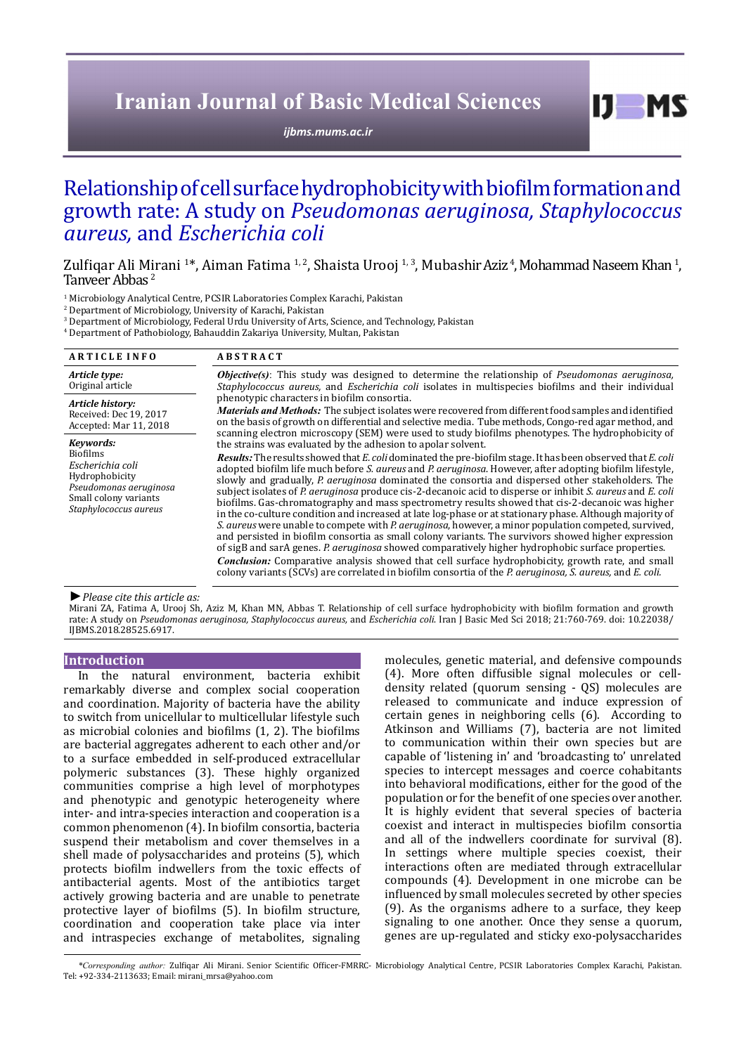Iranian Journal of Basic Medical Sciences

ijbms.mums.ac.ir

# Relationship of cell surface hydrophobicity with biofilm formation and growth rate: A study on *Pseudomonas aeruginosa, Staphylococcus aureus,* and *Escherichia coli*

Zulfiqar Ali Mirani [1]*, Aiman Fatima [1, 2], Shaista Urooj [1, 3], Mubashir Aziz [4], Mohammad Naseem Khan [1], Tanveer Abbas [2]

[1] Microbiology Analytical Centre, PCSIR Laboratories Complex Karachi, Pakistan
[2] Department of Microbiology, University of Karachi, Pakistan
[3] Department of Microbiology, Federal Urdu University of Arts, Science, and Technology, Pakistan
[4] Department of Pathobiology, Bahauddin Zakariya University, Multan, Pakistan

**ARTICLE INFO**

***Article type:***
Original article

***Article history:***
Received: Dec 19, 2017
Accepted: Mar 11, 2018

***Keywords:***
Biofilms
*Escherichia coli*
Hydrophobicity
*Pseudomonas aeruginosa*
Small colony variants
*Staphylococcus aureus*

**ABSTRACT**

***Objective(s)***: This study was designed to determine the relationship of *Pseudomonas aeruginosa, Staphylococcus aureus,* and *Escherichia coli* isolates in multispecies biofilms and their individual phenotypic characters in biofilm consortia.

***Materials and Methods:*** The subject isolates were recovered from different food samples and identified on the basis of growth on differential and selective media. Tube methods, Congo-red agar method, and scanning electron microscopy (SEM) were used to study biofilms phenotypes. The hydrophobicity of the strains was evaluated by the adhesion to apolar solvent.

***Results:*** The results showed that *E. coli* dominated the pre-biofilm stage. It has been observed that *E. coli* adopted biofilm life much before *S. aureus* and *P. aeruginosa*. However, after adopting biofilm lifestyle, slowly and gradually, *P. aeruginosa* dominated the consortia and dispersed other stakeholders. The subject isolates of *P. aeruginosa* produce cis-2-decanoic acid to disperse or inhibit *S. aureus* and *E. coli* biofilms. Gas-chromatography and mass spectrometry results showed that cis-2-decanoic was higher in the co-culture condition and increased at late log-phase or at stationary phase. Although majority of *S. aureus* were unable to compete with *P. aeruginosa*, however, a minor population competed, survived, and persisted in biofilm consortia as small colony variants. The survivors showed higher expression of sigB and sarA genes. *P. aeruginosa* showed comparatively higher hydrophobic surface properties.

***Conclusion:*** Comparative analysis showed that cell surface hydrophobicity, growth rate, and small colony variants (SCVs) are correlated in biofilm consortia of the *P. aeruginosa, S. aureus,* and *E. coli.*

*►Please cite this article as:*
Mirani ZA, Fatima A, Urooj Sh, Aziz M, Khan MN, Abbas T. Relationship of cell surface hydrophobicity with biofilm formation and growth rate: A study on *Pseudomonas aeruginosa, Staphylococcus aureus,* and *Escherichia coli.* Iran J Basic Med Sci 2018; 21:760-769. doi: 10.22038/IJBMS.2018.28525.6917.

## Introduction

In the natural environment, bacteria exhibit remarkably diverse and complex social cooperation and coordination. Majority of bacteria have the ability to switch from unicellular to multicellular lifestyle such as microbial colonies and biofilms (1, 2). The biofilms are bacterial aggregates adherent to each other and/or to a surface embedded in self-produced extracellular polymeric substances (3). These highly organized communities comprise a high level of morphotypes and phenotypic and genotypic heterogeneity where inter- and intra-species interaction and cooperation is a common phenomenon (4). In biofilm consortia, bacteria suspend their metabolism and cover themselves in a shell made of polysaccharides and proteins (5), which protects biofilm indwellers from the toxic effects of antibacterial agents. Most of the antibiotics target actively growing bacteria and are unable to penetrate protective layer of biofilms (5). In biofilm structure, coordination and cooperation take place via inter and intraspecies exchange of metabolites, signaling molecules, genetic material, and defensive compounds (4). More often diffusible signal molecules or cell-density related (quorum sensing - QS) molecules are released to communicate and induce expression of certain genes in neighboring cells (6). According to Atkinson and Williams (7), bacteria are not limited to communication within their own species but are capable of 'listening in' and 'broadcasting to' unrelated species to intercept messages and coerce cohabitants into behavioral modifications, either for the good of the population or for the benefit of one species over another. It is highly evident that several species of bacteria coexist and interact in multispecies biofilm consortia and all of the indwellers coordinate for survival (8). In settings where multiple species coexist, their interactions often are mediated through extracellular compounds (4). Development in one microbe can be influenced by small molecules secreted by other species (9). As the organisms adhere to a surface, they keep signaling to one another. Once they sense a quorum, genes are up-regulated and sticky exo-polysaccharides

*\*Corresponding author:* Zulfiqar Ali Mirani. Senior Scientific Officer-FMRRC- Microbiology Analytical Centre, PCSIR Laboratories Complex Karachi, Pakistan. Tel: +92-334-2113633; Email: mirani_mrsa@yahoo.com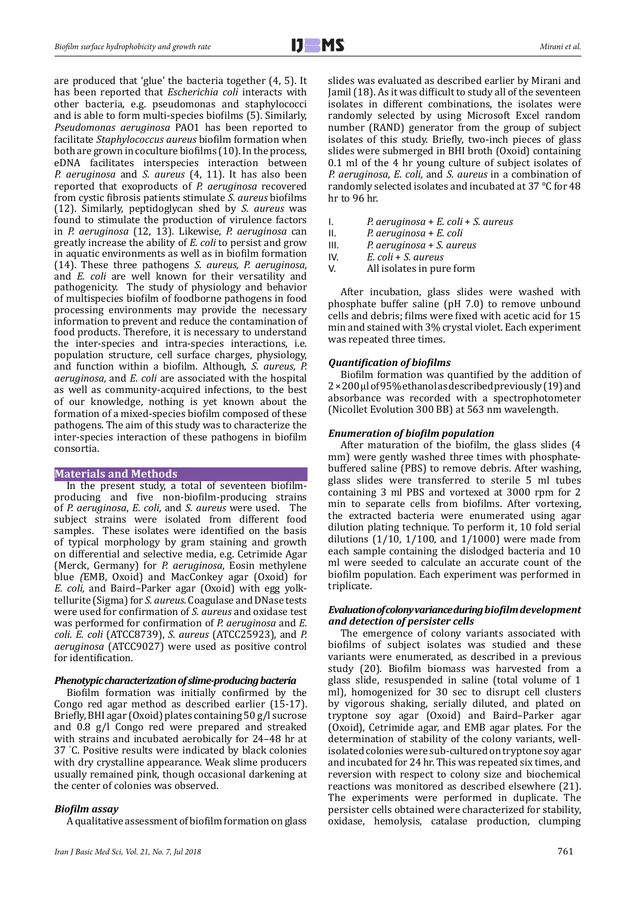are produced that 'glue' the bacteria together (4, 5). It has been reported that *Escherichia coli* interacts with other bacteria, e.g. pseudomonas and staphylococci and is able to form multi-species biofilms (5). Similarly, *Pseudomonas aeruginosa* PAO1 has been reported to facilitate *Staphylococcus aureus* biofilm formation when both are grown in coculture biofilms (10). In the process, eDNA facilitates interspecies interaction between *P. aeruginosa* and *S. aureus* (4, 11). It has also been reported that exoproducts of *P. aeruginosa* recovered from cystic fibrosis patients stimulate *S. aureus* biofilms (12). Similarly, peptidoglycan shed by *S. aureus* was found to stimulate the production of virulence factors in *P. aeruginosa* (12, 13). Likewise, *P. aeruginosa* can greatly increase the ability of *E. coli* to persist and grow in aquatic environments as well as in biofilm formation (14). These three pathogens *S. aureus, P. aeruginosa,* and *E. coli* are well known for their versatility and pathogenicity. The study of physiology and behavior of multispecies biofilm of foodborne pathogens in food processing environments may provide the necessary information to prevent and reduce the contamination of food products. Therefore, it is necessary to understand the inter-species and intra-species interactions, i.e. population structure, cell surface charges, physiology, and function within a biofilm. Although, *S. aureus, P. aeruginosa,* and *E. coli* are associated with the hospital as well as community-acquired infections, to the best of our knowledge, nothing is yet known about the formation of a mixed-species biofilm composed of these pathogens. The aim of this study was to characterize the inter-species interaction of these pathogens in biofilm consortia.

## Materials and Methods

In the present study, a total of seventeen biofilm-producing and five non-biofilm-producing strains of *P. aeruginosa*, *E. coli,* and *S. aureus* were used. The subject strains were isolated from different food samples. These isolates were identified on the basis of typical morphology by gram staining and growth on differential and selective media, e.g. Cetrimide Agar (Merck, Germany) for *P. aeruginosa*, Eosin methylene blue *(*EMB, Oxoid) and MacConkey agar (Oxoid) for *E. coli,* and Baird–Parker agar (Oxoid) with egg yolk-tellurite (Sigma) for *S. aureus.* Coagulase and DNase tests were used for confirmation of *S. aureus* and oxidase test was performed for confirmation of *P. aeruginosa* and *E. coli*. *E. coli* (ATCC8739), *S. aureus* (ATCC25923), and *P. aeruginosa* (ATCC9027) were used as positive control for identification.

### *Phenotypic characterization of slime-producing bacteria*

Biofilm formation was initially confirmed by the Congo red agar method as described earlier (15-17). Briefly, BHI agar (Oxoid) plates containing 50 g/l sucrose and 0.8 g/l Congo red were prepared and streaked with strains and incubated aerobically for 24–48 hr at 37 °C. Positive results were indicated by black colonies with dry crystalline appearance. Weak slime producers usually remained pink, though occasional darkening at the center of colonies was observed.

### *Biofilm assay*

A qualitative assessment of biofilm formation on glass slides was evaluated as described earlier by Mirani and Jamil (18). As it was difficult to study all of the seventeen isolates in different combinations, the isolates were randomly selected by using Microsoft Excel random number (RAND) generator from the group of subject isolates of this study. Briefly, two-inch pieces of glass slides were submerged in BHI broth (Oxoid) containing 0.1 ml of the 4 hr young culture of subject isolates of *P. aeruginosa*, *E. coli,* and *S. aureus* in a combination of randomly selected isolates and incubated at 37 °C for 48 hr to 96 hr.

I. *P. aeruginosa + E. coli + S. aureus*
II. *P. aeruginosa + E. coli*
III. *P. aeruginosa + S. aureus*
IV. *E. coli + S. aureus*
V. All isolates in pure form

After incubation, glass slides were washed with phosphate buffer saline (pH 7.0) to remove unbound cells and debris; films were fixed with acetic acid for 15 min and stained with 3% crystal violet. Each experiment was repeated three times.

### *Quantification of biofilms*

Biofilm formation was quantified by the addition of 2 × 200 µl of 95% ethanol as described previously (19) and absorbance was recorded with a spectrophotometer (Nicollet Evolution 300 BB) at 563 nm wavelength.

### *Enumeration of biofilm population*

After maturation of the biofilm, the glass slides (4 mm) were gently washed three times with phosphate-buffered saline (PBS) to remove debris. After washing, glass slides were transferred to sterile 5 ml tubes containing 3 ml PBS and vortexed at 3000 rpm for 2 min to separate cells from biofilms. After vortexing, the extracted bacteria were enumerated using agar dilution plating technique. To perform it, 10 fold serial dilutions (1/10, 1/100, and 1/1000) were made from each sample containing the dislodged bacteria and 10 ml were seeded to calculate an accurate count of the biofilm population. Each experiment was performed in triplicate.

### *Evaluation of colony variance during biofilm development and detection of persister cells*

The emergence of colony variants associated with biofilms of subject isolates was studied and these variants were enumerated, as described in a previous study (20). Biofilm biomass was harvested from a glass slide, resuspended in saline (total volume of 1 ml), homogenized for 30 sec to disrupt cell clusters by vigorous shaking, serially diluted, and plated on tryptone soy agar (Oxoid) and Baird–Parker agar (Oxoid), Cetrimide agar, and EMB agar plates. For the determination of stability of the colony variants, well-isolated colonies were sub-cultured on tryptone soy agar and incubated for 24 hr. This was repeated six times, and reversion with respect to colony size and biochemical reactions was monitored as described elsewhere (21). The experiments were performed in duplicate. The persister cells obtained were characterized for stability, oxidase, hemolysis, catalase production, clumping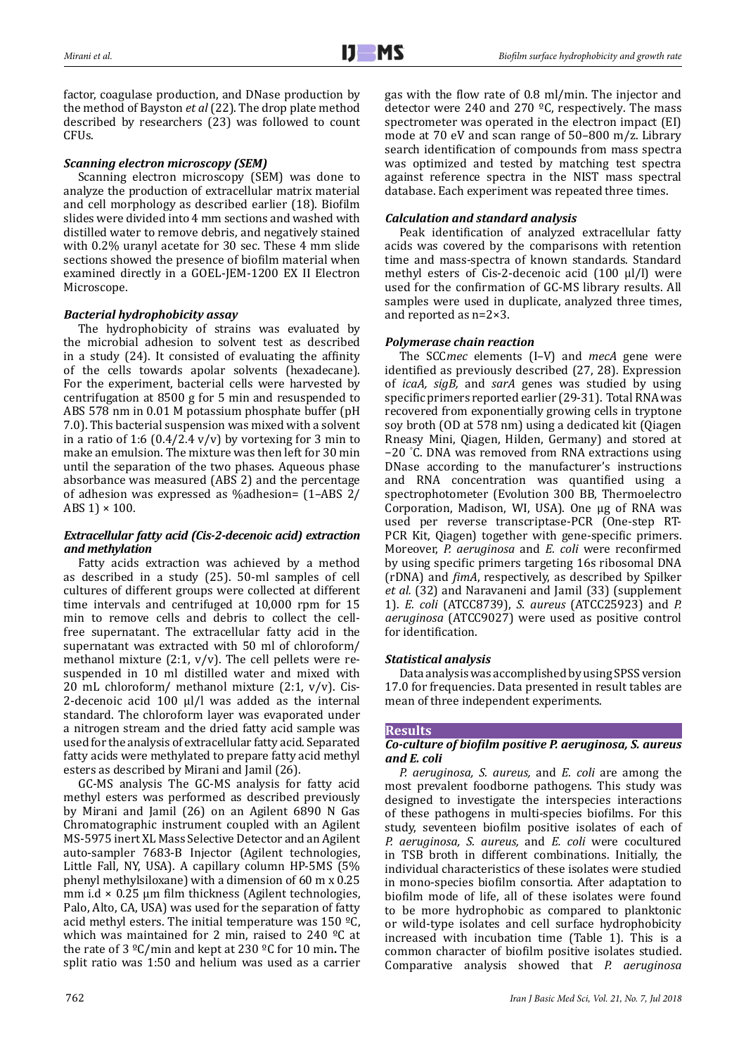factor, coagulase production, and DNase production by the method of Bayston *et al* (22). The drop plate method described by researchers (23) was followed to count CFUs.

### *Scanning electron microscopy (SEM)*

Scanning electron microscopy (SEM) was done to analyze the production of extracellular matrix material and cell morphology as described earlier (18). Biofilm slides were divided into 4 mm sections and washed with distilled water to remove debris, and negatively stained with 0.2% uranyl acetate for 30 sec. These 4 mm slide sections showed the presence of biofilm material when examined directly in a GOEL-JEM-1200 EX II Electron Microscope.

### *Bacterial hydrophobicity assay*

The hydrophobicity of strains was evaluated by the microbial adhesion to solvent test as described in a study (24). It consisted of evaluating the affinity of the cells towards apolar solvents (hexadecane). For the experiment, bacterial cells were harvested by centrifugation at 8500 g for 5 min and resuspended to ABS 578 nm in 0.01 M potassium phosphate buffer (pH 7.0). This bacterial suspension was mixed with a solvent in a ratio of 1:6 (0.4/2.4 v/v) by vortexing for 3 min to make an emulsion. The mixture was then left for 30 min until the separation of the two phases. Aqueous phase absorbance was measured (ABS 2) and the percentage of adhesion was expressed as %adhesion= (1–ABS 2/ ABS 1) × 100.

### *Extracellular fatty acid (Cis-2-decenoic acid) extraction and methylation*

Fatty acids extraction was achieved by a method as described in a study (25). 50-ml samples of cell cultures of different groups were collected at different time intervals and centrifuged at 10,000 rpm for 15 min to remove cells and debris to collect the cell-free supernatant. The extracellular fatty acid in the supernatant was extracted with 50 ml of chloroform/ methanol mixture (2:1, v/v). The cell pellets were re-suspended in 10 ml distilled water and mixed with 20 mL chloroform/ methanol mixture (2:1, v/v). Cis-2-decenoic acid 100 µl/l was added as the internal standard. The chloroform layer was evaporated under a nitrogen stream and the dried fatty acid sample was used for the analysis of extracellular fatty acid. Separated fatty acids were methylated to prepare fatty acid methyl esters as described by Mirani and Jamil (26).

GC-MS analysis The GC-MS analysis for fatty acid methyl esters was performed as described previously by Mirani and Jamil (26) on an Agilent 6890 N Gas Chromatographic instrument coupled with an Agilent MS-5975 inert XL Mass Selective Detector and an Agilent auto-sampler 7683-B Injector (Agilent technologies, Little Fall, NY, USA). A capillary column HP-5MS (5% phenyl methylsiloxane) with a dimension of 60 m x 0.25 mm i.d × 0.25 µm film thickness (Agilent technologies, Palo, Alto, CA, USA) was used for the separation of fatty acid methyl esters. The initial temperature was 150 ºC, which was maintained for 2 min, raised to 240 ºC at the rate of 3 ºC/min and kept at 230 ºC for 10 min**.** The split ratio was 1:50 and helium was used as a carrier gas with the flow rate of 0.8 ml/min. The injector and detector were 240 and 270 ºC, respectively. The mass spectrometer was operated in the electron impact (EI) mode at 70 eV and scan range of 50–800 m/z. Library search identification of compounds from mass spectra was optimized and tested by matching test spectra against reference spectra in the NIST mass spectral database. Each experiment was repeated three times.

### *Calculation and standard analysis*

Peak identification of analyzed extracellular fatty acids was covered by the comparisons with retention time and mass-spectra of known standards. Standard methyl esters of Cis-2-decenoic acid (100 µl/l) were used for the confirmation of GC-MS library results. All samples were used in duplicate, analyzed three times, and reported as n=2×3.

### *Polymerase chain reaction*

The SCC*mec* elements (I–V) and *mecA* gene were identified as previously described (27, 28). Expression of *icaA, sigB,* and *sarA* genes was studied by using specific primers reported earlier (29-31). Total RNA was recovered from exponentially growing cells in tryptone soy broth (OD at 578 nm) using a dedicated kit (Qiagen Rneasy Mini, Qiagen, Hilden, Germany) and stored at −20 ˚C. DNA was removed from RNA extractions using DNase according to the manufacturer's instructions and RNA concentration was quantified using a spectrophotometer (Evolution 300 BB, Thermoelectro Corporation, Madison, WI, USA). One µg of RNA was used per reverse transcriptase-PCR (One-step RT-PCR Kit, Qiagen) together with gene-specific primers. Moreover, *P. aeruginosa* and *E. coli* were reconfirmed by using specific primers targeting 16s ribosomal DNA (rDNA) and *fimA*, respectively, as described by Spilker *et al.* (32) and Naravaneni and Jamil (33) (supplement 1). *E. coli* (ATCC8739), *S. aureus* (ATCC25923) and *P. aeruginosa* (ATCC9027) were used as positive control for identification.

### *Statistical analysis*

Data analysis was accomplished by using SPSS version 17.0 for frequencies. Data presented in result tables are mean of three independent experiments.

## Results

### *Co-culture of biofilm positive P. aeruginosa, S. aureus and E. coli*

*P. aeruginosa, S. aureus,* and *E. coli* are among the most prevalent foodborne pathogens. This study was designed to investigate the interspecies interactions of these pathogens in multi-species biofilms. For this study, seventeen biofilm positive isolates of each of *P. aeruginosa, S. aureus,* and *E. coli* were cocultured in TSB broth in different combinations. Initially, the individual characteristics of these isolates were studied in mono-species biofilm consortia. After adaptation to biofilm mode of life, all of these isolates were found to be more hydrophobic as compared to planktonic or wild-type isolates and cell surface hydrophobicity increased with incubation time (Table 1). This is a common character of biofilm positive isolates studied. Comparative analysis showed that *P. aeruginosa*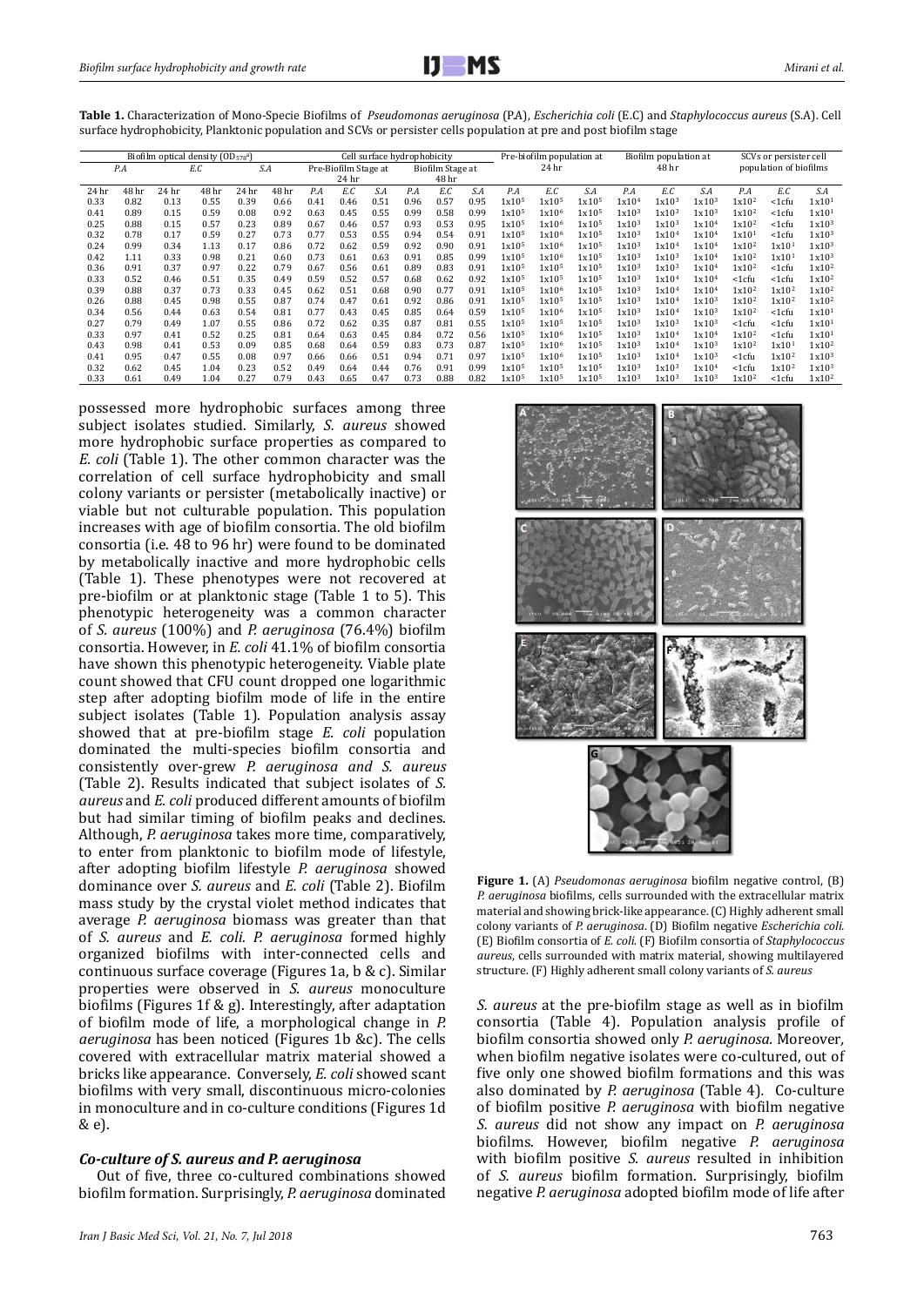**Table 1.** Characterization of Mono-Specie Biofilms of *Pseudomonas aeruginosa* (P.A), *Escherichia coli* (E.C) and *Staphylococcus aureus* (S.A). Cell surface hydrophobicity, Planktonic population and SCVs or persister cells population at pre and post biofilm stage

| Biofilm optical density ($OD_{578}$[a]) | | | | | | Cell surface hydrophobicity | | | | | | Pre-biofilm population at 24 hr | | | Biofilm population at 48 hr | | | SCVs or persister cell population of biofilms | | |
|---|---|---|---|---|---|---|---|---|---|---|---|---|---|---|---|---|---|---|---|---|
| P.A | | E.C | | S.A | | Pre-Biofilm Stage at 24 hr | | | Biofilm Stage at 48 hr | | | | | | | | | | | |
| 24 hr | 48 hr | 24 hr | 48 hr | 24 hr | 48 hr | P.A | E.C | S.A | P.A | E.C | S.A | P.A | E.C | S.A | P.A | E.C | S.A | P.A | E.C | S.A |
| 0.33 | 0.82 | 0.13 | 0.55 | 0.39 | 0.66 | 0.41 | 0.46 | 0.51 | 0.96 | 0.57 | 0.95 | $1x10^5$ | $1x10^5$ | $1x10^5$ | $1x10^4$ | $1x10^3$ | $1x10^3$ | $1x10^2$ | <1cfu | $1x10^1$ |
| 0.41 | 0.89 | 0.15 | 0.59 | 0.08 | 0.92 | 0.63 | 0.45 | 0.55 | 0.99 | 0.58 | 0.99 | $1x10^5$ | $1x10^6$ | $1x10^5$ | $1x10^3$ | $1x10^3$ | $1x10^3$ | $1x10^2$ | <1cfu | $1x10^1$ |
| 0.25 | 0.88 | 0.15 | 0.57 | 0.23 | 0.89 | 0.67 | 0.46 | 0.57 | 0.93 | 0.53 | 0.95 | $1x10^5$ | $1x10^6$ | $1x10^5$ | $1x10^3$ | $1x10^3$ | $1x10^4$ | $1x10^2$ | <1cfu | $1x10^3$ |
| 0.32 | 0.78 | 0.17 | 0.59 | 0.27 | 0.73 | 0.77 | 0.53 | 0.55 | 0.94 | 0.54 | 0.91 | $1x10^5$ | $1x10^6$ | $1x10^5$ | $1x10^3$ | $1x10^4$ | $1x10^4$ | $1x10^1$ | <1cfu | $1x10^3$ |
| 0.24 | 0.99 | 0.34 | 1.13 | 0.17 | 0.86 | 0.72 | 0.62 | 0.59 | 0.92 | 0.90 | 0.91 | $1x10^5$ | $1x10^6$ | $1x10^5$ | $1x10^3$ | $1x10^3$ | $1x10^4$ | $1x10^2$ | $1x10^1$ | $1x10^3$ |
| 0.42 | 1.11 | 0.33 | 0.98 | 0.21 | 0.60 | 0.73 | 0.61 | 0.63 | 0.91 | 0.85 | 0.99 | $1x10^5$ | $1x10^6$ | $1x10^5$ | $1x10^3$ | $1x10^3$ | $1x10^4$ | $1x10^2$ | $1x10^1$ | $1x10^3$ |
| 0.36 | 0.91 | 0.37 | 0.97 | 0.22 | 0.79 | 0.67 | 0.56 | 0.61 | 0.89 | 0.83 | 0.91 | $1x10^5$ | $1x10^5$ | $1x10^5$ | $1x10^3$ | $1x10^3$ | $1x10^4$ | $1x10^2$ | <1cfu | $1x10^2$ |
| 0.33 | 0.52 | 0.46 | 0.51 | 0.35 | 0.49 | 0.59 | 0.52 | 0.57 | 0.68 | 0.62 | 0.92 | $1x10^5$ | $1x10^5$ | $1x10^5$ | $1x10^3$ | $1x10^4$ | $1x10^4$ | <1cfu | <1cfu | $1x10^2$ |
| 0.39 | 0.88 | 0.37 | 0.73 | 0.33 | 0.45 | 0.62 | 0.51 | 0.68 | 0.90 | 0.77 | 0.91 | $1x10^5$ | $1x10^6$ | $1x10^5$ | $1x10^3$ | $1x10^4$ | $1x10^4$ | $1x10^2$ | $1x10^2$ | $1x10^2$ |
| 0.26 | 0.88 | 0.45 | 0.98 | 0.55 | 0.87 | 0.74 | 0.47 | 0.61 | 0.92 | 0.86 | 0.91 | $1x10^5$ | $1x10^5$ | $1x10^5$ | $1x10^3$ | $1x10^4$ | $1x10^3$ | $1x10^2$ | $1x10^2$ | $1x10^2$ |
| 0.34 | 0.56 | 0.44 | 0.63 | 0.54 | 0.81 | 0.77 | 0.43 | 0.45 | 0.85 | 0.64 | 0.59 | $1x10^5$ | $1x10^6$ | $1x10^5$ | $1x10^3$ | $1x10^4$ | $1x10^3$ | $1x10^2$ | <1cfu | $1x10^1$ |
| 0.27 | 0.79 | 0.49 | 1.07 | 0.55 | 0.86 | 0.72 | 0.62 | 0.35 | 0.87 | 0.81 | 0.55 | $1x10^5$ | $1x10^5$ | $1x10^5$ | $1x10^3$ | $1x10^3$ | $1x10^3$ | <1cfu | <1cfu | $1x10^1$ |
| 0.33 | 0.97 | 0.41 | 0.52 | 0.25 | 0.81 | 0.64 | 0.63 | 0.45 | 0.84 | 0.72 | 0.56 | $1x10^5$ | $1x10^6$ | $1x10^5$ | $1x10^3$ | $1x10^4$ | $1x10^4$ | $1x10^2$ | <1cfu | $1x10^1$ |
| 0.43 | 0.98 | 0.41 | 0.53 | 0.09 | 0.85 | 0.68 | 0.64 | 0.59 | 0.83 | 0.73 | 0.87 | $1x10^5$ | $1x10^6$ | $1x10^5$ | $1x10^3$ | $1x10^4$ | $1x10^3$ | $1x10^2$ | $1x10^1$ | $1x10^2$ |
| 0.41 | 0.95 | 0.47 | 0.55 | 0.08 | 0.97 | 0.66 | 0.66 | 0.51 | 0.94 | 0.71 | 0.97 | $1x10^5$ | $1x10^6$ | $1x10^5$ | $1x10^3$ | $1x10^4$ | $1x10^3$ | <1cfu | $1x10^2$ | $1x10^3$ |
| 0.32 | 0.62 | 0.45 | 1.04 | 0.23 | 0.52 | 0.49 | 0.64 | 0.44 | 0.76 | 0.91 | 0.99 | $1x10^5$ | $1x10^5$ | $1x10^5$ | $1x10^3$ | $1x10^3$ | $1x10^4$ | <1cfu | $1x10^2$ | $1x10^3$ |
| 0.33 | 0.61 | 0.49 | 1.04 | 0.27 | 0.79 | 0.43 | 0.65 | 0.47 | 0.73 | 0.88 | 0.82 | $1x10^5$ | $1x10^5$ | $1x10^5$ | $1x10^3$ | $1x10^3$ | $1x10^3$ | $1x10^2$ | <1cfu | $1x10^2$ |

possessed more hydrophobic surfaces among three subject isolates studied. Similarly, *S. aureus* showed more hydrophobic surface properties as compared to *E. coli* (Table 1). The other common character was the correlation of cell surface hydrophobicity and small colony variants or persister (metabolically inactive) or viable but not culturable population. This population increases with age of biofilm consortia. The old biofilm consortia (i.e. 48 to 96 hr) were found to be dominated by metabolically inactive and more hydrophobic cells (Table 1). These phenotypes were not recovered at pre-biofilm or at planktonic stage (Table 1 to 5). This phenotypic heterogeneity was a common character of *S. aureus* (100%) and *P. aeruginosa* (76.4%) biofilm consortia. However, in *E. coli* 41.1% of biofilm consortia have shown this phenotypic heterogeneity. Viable plate count showed that CFU count dropped one logarithmic step after adopting biofilm mode of life in the entire subject isolates (Table 1). Population analysis assay showed that at pre-biofilm stage *E. coli* population dominated the multi-species biofilm consortia and consistently over-grew *P. aeruginosa and S. aureus* (Table 2). Results indicated that subject isolates of *S. aureus* and *E. coli* produced different amounts of biofilm but had similar timing of biofilm peaks and declines. Although, *P. aeruginosa* takes more time, comparatively, to enter from planktonic to biofilm mode of lifestyle, after adopting biofilm lifestyle *P. aeruginosa* showed dominance over *S. aureus* and *E. coli* (Table 2). Biofilm mass study by the crystal violet method indicates that average *P. aeruginosa* biomass was greater than that of *S. aureus* and *E. coli. P. aeruginosa* formed highly organized biofilms with inter-connected cells and continuous surface coverage (Figures 1a, b & c). Similar properties were observed in *S. aureus* monoculture biofilms (Figures 1f & g). Interestingly, after adaptation of biofilm mode of life, a morphological change in *P. aeruginosa* has been noticed (Figures 1b &c). The cells covered with extracellular matrix material showed a bricks like appearance. Conversely, *E. coli* showed scant biofilms with very small, discontinuous micro-colonies in monoculture and in co-culture conditions (Figures 1d & e).

### *Co-culture of S. aureus and P. aeruginosa*

Out of five, three co-cultured combinations showed biofilm formation. Surprisingly, *P. aeruginosa* dominated *S. aureus* at the pre-biofilm stage as well as in biofilm consortia (Table 4). Population analysis profile of biofilm consortia showed only *P. aeruginosa*. Moreover, when biofilm negative isolates were co-cultured, out of five only one showed biofilm formations and this was also dominated by *P. aeruginosa* (Table 4). Co-culture of biofilm positive *P. aeruginosa* with biofilm negative *S. aureus* did not show any impact on *P. aeruginosa* biofilms. However, biofilm negative *P. aeruginosa* with biofilm positive *S. aureus* resulted in inhibition of *S. aureus* biofilm formation. Surprisingly, biofilm negative *P. aeruginosa* adopted biofilm mode of life after

**Figure 1.** (A) *Pseudomonas aeruginosa* biofilm negative control, (B) *P. aeruginosa* biofilms, cells surrounded with the extracellular matrix material and showing brick-like appearance. (C) Highly adherent small colony variants of *P. aeruginosa*. (D) Biofilm negative *Escherichia coli*. (E) Biofilm consortia of *E. coli*. (F) Biofilm consortia of *Staphylococcus aureus*, cells surrounded with matrix material, showing multilayered structure. (F) Highly adherent small colony variants of *S. aureus*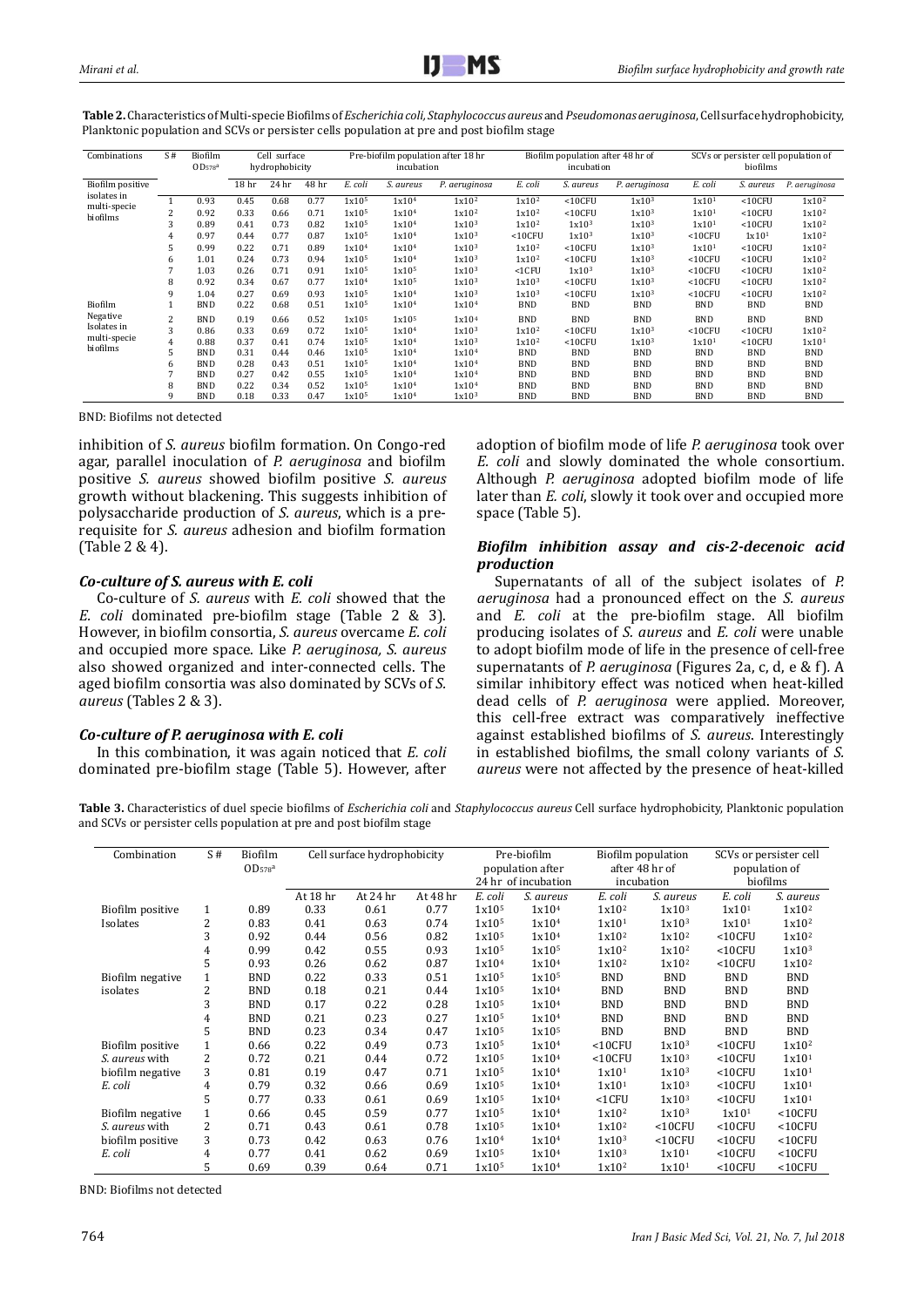**Table 2.** Characteristics of Multi-specie Biofilms of *Escherichia coli, Staphylococcus aureus* and *Pseudomonas aeruginosa*, Cell surface hydrophobicity, Planktonic population and SCVs or persister cells population at pre and post biofilm stage

| Combinations | S # | Biofilm $OD_{578}$[a] | Cell surface hydrophobicity | | | Pre-biofilm population after 18 hr incubation | | | Biofilm population after 48 hr of incubation | | | SCVs or persister cell population of biofilms | | |
|---|---|---|---|---|---|---|---|---|---|---|---|---|---|---|
| | | | 18 hr | 24 hr | 48 hr | *E. coli* | *S. aureus* | *P. aeruginosa* | *E. coli* | *S. aureus* | *P. aeruginosa* | *E. coli* | *S. aureus* | *P. aeruginosa* |
| Biofilm positive isolates in multi-specie biofilms | 1 | 0.93 | 0.45 | 0.68 | 0.77 | $1x10^5$ | $1x10^4$ | $1x10^2$ | $1x10^2$ | <10CFU | $1x10^3$ | $1x10^1$ | <10CFU | $1x10^2$ |
| | 2 | 0.92 | 0.33 | 0.66 | 0.71 | $1x10^5$ | $1x10^4$ | $1x10^2$ | $1x10^2$ | <10CFU | $1x10^3$ | $1x10^1$ | <10CFU | $1x10^2$ |
| | 3 | 0.89 | 0.41 | 0.73 | 0.82 | $1x10^5$ | $1x10^4$ | $1x10^3$ | $1x10^2$ | $1x10^3$ | $1x10^3$ | $1x10^1$ | <10CFU | $1x10^2$ |
| | 4 | 0.97 | 0.44 | 0.77 | 0.87 | $1x10^5$ | $1x10^4$ | $1x10^3$ | <10CFU | $1x10^3$ | $1x10^3$ | <10CFU | $1x10^1$ | $1x10^2$ |
| | 5 | 0.99 | 0.22 | 0.71 | 0.89 | $1x10^4$ | $1x10^4$ | $1x10^3$ | $1x10^2$ | <10CFU | $1x10^3$ | $1x10^1$ | <10CFU | $1x10^2$ |
| | 6 | 1.01 | 0.24 | 0.73 | 0.94 | $1x10^5$ | $1x10^4$ | $1x10^3$ | $1x10^2$ | <10CFU | $1x10^3$ | <10CFU | <10CFU | $1x10^2$ |
| | 7 | 1.03 | 0.26 | 0.71 | 0.91 | $1x10^5$ | $1x10^5$ | $1x10^3$ | <1CFU | $1x10^3$ | $1x10^3$ | <10CFU | <10CFU | $1x10^2$ |
| | 8 | 0.92 | 0.34 | 0.67 | 0.77 | $1x10^4$ | $1x10^5$ | $1x10^3$ | $1x10^3$ | <10CFU | $1x10^3$ | <10CFU | <10CFU | $1x10^2$ |
| | 9 | 1.04 | 0.27 | 0.69 | 0.93 | $1x10^5$ | $1x10^4$ | $1x10^3$ | $1x10^3$ | <10CFU | $1x10^3$ | <10CFU | <10CFU | $1x10^2$ |
| Biofilm Negative Isolates in multi-specie biofilms | 1 | BND | 0.22 | 0.68 | 0.51 | $1x10^5$ | $1x10^4$ | $1x10^4$ | BND | BND | BND | BND | BND | BND |
| | 2 | BND | 0.19 | 0.66 | 0.52 | $1x10^5$ | $1x10^4$ | $1x10^4$ | BND | BND | BND | BND | BND | BND |
| | 3 | 0.86 | 0.33 | 0.69 | 0.72 | $1x10^5$ | $1x10^4$ | $1x10^3$ | $1x10^2$ | <10CFU | $1x10^3$ | <10CFU | <10CFU | $1x10^2$ |
| | 4 | 0.88 | 0.37 | 0.41 | 0.74 | $1x10^5$ | $1x10^5$ | $1x10^3$ | $1x10^2$ | <10CFU | $1x10^3$ | $1x10^1$ | <10CFU | $1x10^1$ |
| | 5 | BND | 0.31 | 0.44 | 0.46 | $1x10^5$ | $1x10^5$ | $1x10^4$ | BND | BND | BND | BND | BND | BND |
| | 6 | BND | 0.28 | 0.43 | 0.51 | $1x10^5$ | $1x10^4$ | $1x10^4$ | BND | BND | BND | BND | BND | BND |
| | 7 | BND | 0.27 | 0.42 | 0.55 | $1x10^5$ | $1x10^4$ | $1x10^4$ | BND | BND | BND | BND | BND | BND |
| | 8 | BND | 0.22 | 0.34 | 0.52 | $1x10^5$ | $1x10^4$ | $1x10^4$ | BND | BND | BND | BND | BND | BND |
| | 9 | BND | 0.18 | 0.33 | 0.47 | $1x10^5$ | $1x10^4$ | $1x10^3$ | BND | BND | BND | BND | BND | BND |

BND: Biofilms not detected

inhibition of *S. aureus* biofilm formation. On Congo-red agar, parallel inoculation of *P. aeruginosa* and biofilm positive *S. aureus* showed biofilm positive *S. aureus* growth without blackening. This suggests inhibition of polysaccharide production of *S. aureus*, which is a pre-requisite for *S. aureus* adhesion and biofilm formation (Table 2 & 4).

### *Co-culture of S. aureus with E. coli*

Co-culture of *S. aureus* with *E. coli* showed that the *E. coli* dominated pre-biofilm stage (Table 2 & 3). However, in biofilm consortia, *S. aureus* overcame *E. coli* and occupied more space. Like *P. aeruginosa, S. aureus* also showed organized and inter-connected cells. The aged biofilm consortia was also dominated by SCVs of *S. aureus* (Tables 2 & 3).

### *Co-culture of P. aeruginosa with E. coli*

In this combination, it was again noticed that *E. coli* dominated pre-biofilm stage (Table 5). However, after adoption of biofilm mode of life *P. aeruginosa* took over *E. coli* and slowly dominated the whole consortium. Although *P. aeruginosa* adopted biofilm mode of life later than *E. coli*, slowly it took over and occupied more space (Table 5).

### *Biofilm inhibition assay and cis-2-decenoic acid production*

Supernatants of all of the subject isolates of *P. aeruginosa* had a pronounced effect on the *S. aureus* and *E. coli* at the pre-biofilm stage. All biofilm producing isolates of *S. aureus* and *E. coli* were unable to adopt biofilm mode of life in the presence of cell-free supernatants of *P. aeruginosa* (Figures 2a, c, d, e & f). A similar inhibitory effect was noticed when heat-killed dead cells of *P. aeruginosa* were applied. Moreover, this cell-free extract was comparatively ineffective against established biofilms of *S. aureus*. Interestingly in established biofilms, the small colony variants of *S. aureus* were not affected by the presence of heat-killed

**Table 3.** Characteristics of duel specie biofilms of *Escherichia coli* and *Staphylococcus aureus* Cell surface hydrophobicity, Planktonic population and SCVs or persister cells population at pre and post biofilm stage

| Combination | S # | Biofilm $OD_{578}$[a] | Cell surface hydrophobicity | | | Pre-biofilm population after 24 hr of incubation | | Biofilm population after 48 hr of incubation | | SCVs or persister cell population of biofilms | |
|---|---|---|---|---|---|---|---|---|---|---|---|
| | | | At 18 hr | At 24 hr | At 48 hr | *E. coli* | *S. aureus* | *E. coli* | *S. aureus* | *E. coli* | *S. aureus* |
| Biofilm positive Isolates | 1 | 0.89 | 0.33 | 0.61 | 0.77 | $1x10^5$ | $1x10^4$ | $1x10^2$ | $1x10^3$ | $1x10^1$ | $1x10^2$ |
| | 2 | 0.83 | 0.41 | 0.63 | 0.74 | $1x10^5$ | $1x10^4$ | $1x10^1$ | $1x10^3$ | $1x10^1$ | $1x10^2$ |
| | 3 | 0.92 | 0.44 | 0.56 | 0.82 | $1x10^5$ | $1x10^4$ | $1x10^2$ | $1x10^2$ | <10CFU | $1x10^2$ |
| | 4 | 0.99 | 0.42 | 0.55 | 0.93 | $1x10^5$ | $1x10^5$ | $1x10^2$ | $1x10^2$ | <10CFU | $1x10^3$ |
| | 5 | 0.93 | 0.26 | 0.62 | 0.87 | $1x10^4$ | $1x10^4$ | $1x10^2$ | $1x10^2$ | <10CFU | $1x10^2$ |
| Biofilm negative isolates | 1 | BND | 0.22 | 0.33 | 0.51 | $1x10^5$ | $1x10^5$ | BND | BND | BND | BND |
| | 2 | BND | 0.18 | 0.21 | 0.44 | $1x10^5$ | $1x10^4$ | BND | BND | BND | BND |
| | 3 | BND | 0.17 | 0.22 | 0.28 | $1x10^5$ | $1x10^4$ | BND | BND | BND | BND |
| | 4 | BND | 0.21 | 0.23 | 0.27 | $1x10^5$ | $1x10^4$ | BND | BND | BND | BND |
| | 5 | BND | 0.23 | 0.34 | 0.47 | $1x10^5$ | $1x10^5$ | BND | BND | BND | BND |
| Biofilm positive *S. aureus* with biofilm negative *E. coli* | 1 | 0.66 | 0.22 | 0.49 | 0.73 | $1x10^5$ | $1x10^4$ | <10CFU | $1x10^3$ | <10CFU | $1x10^2$ |
| | 2 | 0.72 | 0.21 | 0.44 | 0.72 | $1x10^5$ | $1x10^4$ | <10CFU | $1x10^3$ | <10CFU | $1x10^1$ |
| | 3 | 0.81 | 0.19 | 0.47 | 0.71 | $1x10^5$ | $1x10^4$ | $1x10^1$ | $1x10^3$ | <10CFU | $1x10^1$ |
| | 4 | 0.79 | 0.32 | 0.66 | 0.69 | $1x10^5$ | $1x10^4$ | $1x10^1$ | $1x10^3$ | <10CFU | $1x10^1$ |
| | 5 | 0.77 | 0.33 | 0.61 | 0.69 | $1x10^5$ | $1x10^4$ | <1CFU | $1x10^3$ | <10CFU | $1x10^1$ |
| Biofilm negative *S. aureus* with biofilm positive *E. coli* | 1 | 0.66 | 0.45 | 0.59 | 0.77 | $1x10^5$ | $1x10^4$ | $1x10^2$ | $1x10^3$ | $1x10^1$ | <10CFU |
| | 2 | 0.71 | 0.43 | 0.61 | 0.78 | $1x10^5$ | $1x10^4$ | $1x10^2$ | <10CFU | <10CFU | <10CFU |
| | 3 | 0.73 | 0.42 | 0.63 | 0.76 | $1x10^4$ | $1x10^4$ | $1x10^3$ | <10CFU | <10CFU | <10CFU |
| | 4 | 0.77 | 0.41 | 0.62 | 0.69 | $1x10^5$ | $1x10^4$ | $1x10^3$ | $1x10^1$ | <10CFU | <10CFU |
| | 5 | 0.69 | 0.39 | 0.64 | 0.71 | $1x10^5$ | $1x10^4$ | $1x10^2$ | $1x10^1$ | <10CFU | <10CFU |

BND: Biofilms not detected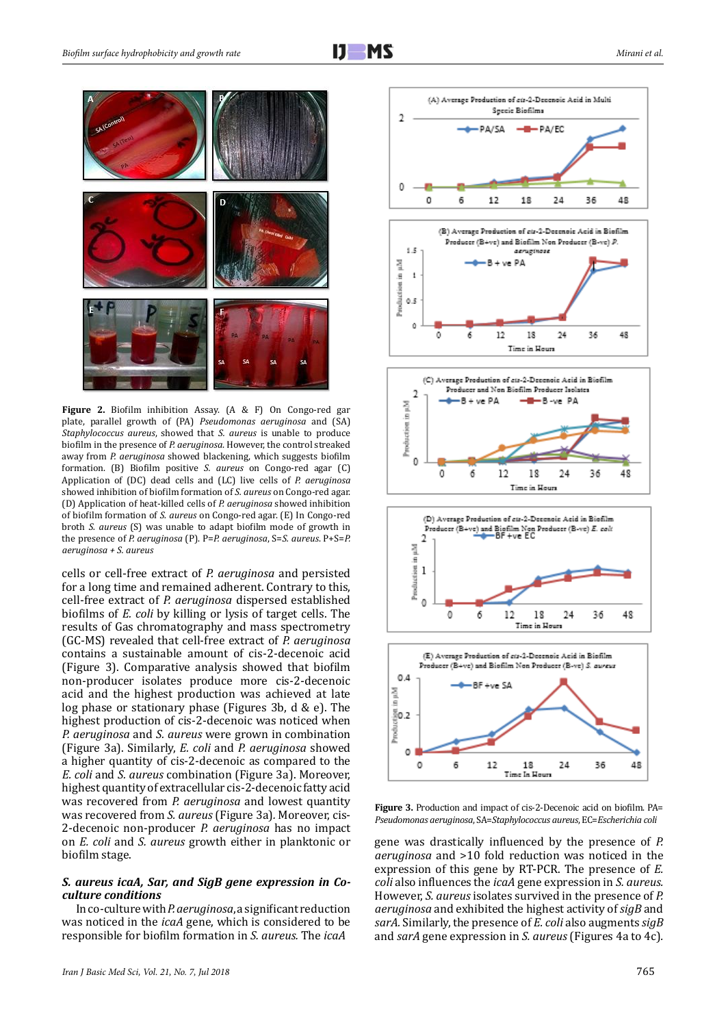**Figure 2.** Biofilm inhibition Assay. (A & F) On Congo-red gar plate, parallel growth of (PA) *Pseudomonas aeruginosa* and (SA) *Staphylococcus aureus*, showed that *S. aureus* is unable to produce biofilm in the presence of *P. aeruginosa*. However, the control streaked away from *P. aeruginosa* showed blackening, which suggests biofilm formation. (B) Biofilm positive *S. aureus* on Congo-red agar. (C) Application of (DC) dead cells and (LC) live cells of *P. aeruginosa* showed inhibition of biofilm formation of *S. aureus* on Congo-red agar. (D) Application of heat-killed cells of *P. aeruginosa* showed inhibition of biofilm formation of *S. aureus* on Congo-red agar. (E) In Congo-red broth *S. aureus* (S) was unable to adapt biofilm mode of growth in the presence of *P. aeruginosa* (P). P=*P. aeruginosa*, S=*S. aureus*. P+S=*P. aeruginosa + S. aureus*

cells or cell-free extract of *P. aeruginosa* and persisted for a long time and remained adherent. Contrary to this, cell-free extract of *P. aeruginosa* dispersed established biofilms of *E. coli* by killing or lysis of target cells. The results of Gas chromatography and mass spectrometry (GC-MS) revealed that cell-free extract of *P. aeruginosa* contains a sustainable amount of cis-2-decenoic acid (Figure 3). Comparative analysis showed that biofilm non-producer isolates produce more cis-2-decenoic acid and the highest production was achieved at late log phase or stationary phase (Figures 3b, d & e). The highest production of cis-2-decenoic was noticed when *P. aeruginosa* and *S. aureus* were grown in combination (Figure 3a). Similarly, *E. coli* and *P. aeruginosa* showed a higher quantity of cis-2-decenoic as compared to the *E. coli* and *S. aureus* combination (Figure 3a). Moreover, highest quantity of extracellular cis-2-decenoic fatty acid was recovered from *P. aeruginosa* and lowest quantity was recovered from *S. aureus* (Figure 3a). Moreover, cis-2-decenoic non-producer *P. aeruginosa* has no impact on *E. coli* and *S. aureus* growth either in planktonic or biofilm stage.

### *S. aureus icaA, Sar, and SigB gene expression in Co-culture conditions*

In co-culture with *P. aeruginosa*, a significant reduction was noticed in the *icaA* gene, which is considered to be responsible for biofilm formation in *S. aureus*. The *icaA* gene was drastically influenced by the presence of *P. aeruginosa* and >10 fold reduction was noticed in the expression of this gene by RT-PCR. The presence of *E. coli* also influences the *icaA* gene expression in *S. aureus*. However, *S. aureus* isolates survived in the presence of *P. aeruginosa* and exhibited the highest activity of *sigB* and *sarA*. Similarly, the presence of *E. coli* also augments *sigB* and *sarA* gene expression in *S. aureus* (Figures 4a to 4c).

**Figure 3.** Production and impact of cis-2-Decenoic acid on biofilm. PA= *Pseudomonas aeruginosa*, SA=*Staphylococcus aureus*, EC=*Escherichia coli*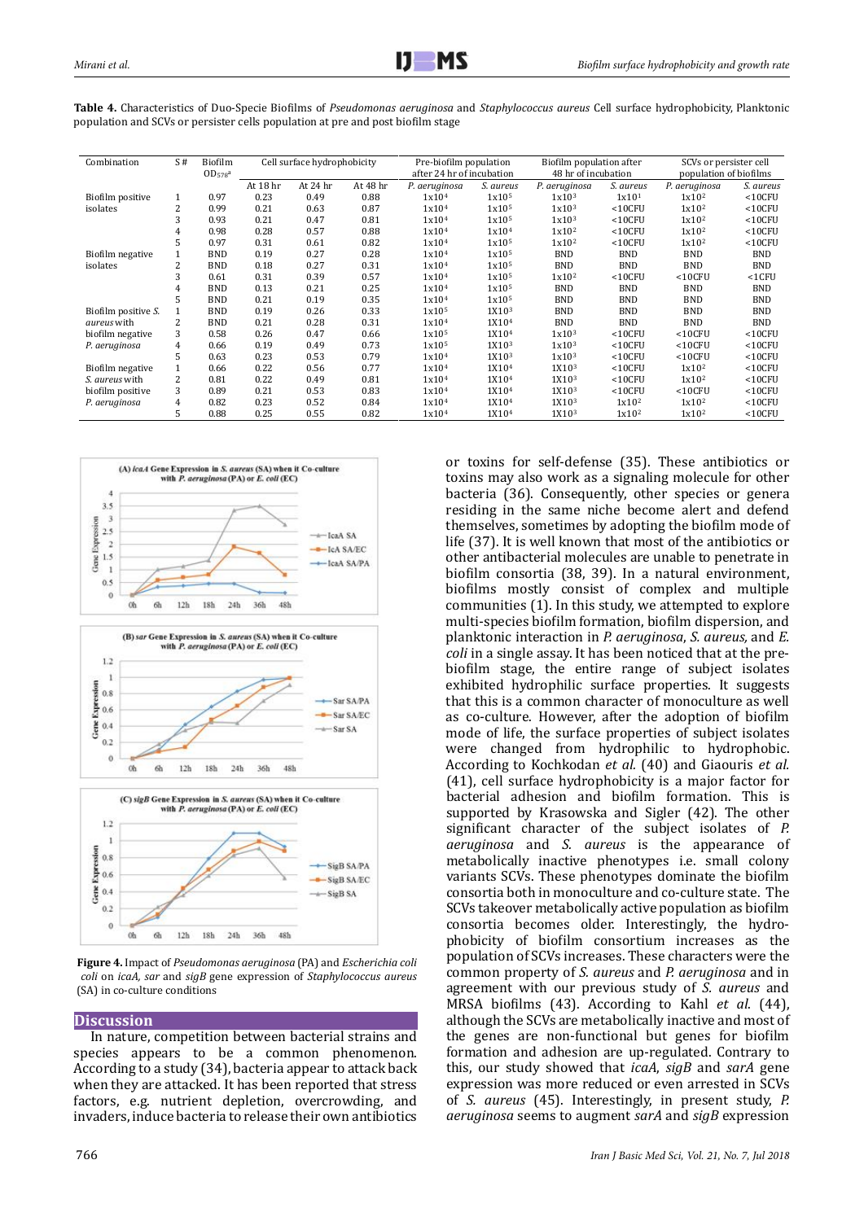**Table 4.** Characteristics of Duo-Specie Biofilms of *Pseudomonas aeruginosa* and *Staphylococcus aureus* Cell surface hydrophobicity, Planktonic population and SCVs or persister cells population at pre and post biofilm stage

| Combination | S # | Biofilm $OD_{578}$[a] | Cell surface hydrophobicity | | | Pre-biofilm population after 24 hr of incubation | | Biofilm population after 48 hr of incubation | | SCVs or persister cell population of biofilms | |
|---|---|---|---|---|---|---|---|---|---|---|---|
| | | | At 18 hr | At 24 hr | At 48 hr | *P. aeruginosa* | *S. aureus* | *P. aeruginosa* | *S. aureus* | *P. aeruginosa* | *S. aureus* |
| Biofilm positive isolates | 1 | 0.97 | 0.23 | 0.49 | 0.88 | $1x10^4$ | $1x10^5$ | $1x10^3$ | $1x10^1$ | $1x10^2$ | <10CFU |
| | 2 | 0.99 | 0.21 | 0.63 | 0.87 | $1x10^4$ | $1x10^5$ | $1x10^3$ | <10CFU | $1x10^2$ | <10CFU |
| | 3 | 0.93 | 0.21 | 0.47 | 0.81 | $1x10^4$ | $1x10^5$ | $1x10^3$ | <10CFU | $1x10^2$ | <10CFU |
| | 4 | 0.98 | 0.28 | 0.57 | 0.88 | $1x10^4$ | $1x10^4$ | $1x10^2$ | <10CFU | $1x10^2$ | <10CFU |
| | 5 | 0.97 | 0.31 | 0.61 | 0.82 | $1x10^4$ | $1x10^5$ | $1x10^2$ | <10CFU | $1x10^2$ | <10CFU |
| Biofilm negative isolates | 1 | BND | 0.19 | 0.27 | 0.28 | $1x10^4$ | $1x10^5$ | BND | BND | BND | BND |
| | 2 | BND | 0.18 | 0.27 | 0.31 | $1x10^4$ | $1x10^5$ | BND | BND | BND | BND |
| | 3 | 0.61 | 0.31 | 0.39 | 0.57 | $1x10^4$ | $1x10^5$ | $1x10^2$ | <10CFU | <10CFU | <1CFU |
| | 4 | BND | 0.13 | 0.21 | 0.25 | $1x10^4$ | $1x10^5$ | BND | BND | BND | BND |
| | 5 | BND | 0.21 | 0.19 | 0.35 | $1x10^4$ | $1x10^5$ | BND | BND | BND | BND |
| Biofilm positive *S. aureus* with biofilm negative *P. aeruginosa* | 1 | BND | 0.19 | 0.26 | 0.33 | $1x10^5$ | $1X10^3$ | BND | BND | BND | BND |
| | 2 | BND | 0.21 | 0.28 | 0.31 | $1x10^4$ | $1X10^4$ | BND | BND | BND | BND |
| | 3 | 0.58 | 0.26 | 0.47 | 0.66 | $1x10^5$ | $1X10^4$ | $1x10^3$ | <10CFU | <10CFU | <10CFU |
| | 4 | 0.66 | 0.19 | 0.49 | 0.73 | $1x10^5$ | $1X10^3$ | $1x10^3$ | <10CFU | <10CFU | <10CFU |
| | 5 | 0.63 | 0.23 | 0.53 | 0.79 | $1x10^4$ | $1X10^3$ | $1x10^3$ | <10CFU | <10CFU | <10CFU |
| Biofilm negative *S. aureus* with biofilm positive *P. aeruginosa* | 1 | 0.66 | 0.22 | 0.56 | 0.77 | $1x10^4$ | $1X10^4$ | $1X10^3$ | <10CFU | $1x10^2$ | <10CFU |
| | 2 | 0.81 | 0.22 | 0.49 | 0.81 | $1x10^4$ | $1X10^4$ | $1X10^3$ | <10CFU | $1x10^2$ | <10CFU |
| | 3 | 0.89 | 0.21 | 0.53 | 0.83 | $1x10^4$ | $1X10^4$ | $1X10^3$ | <10CFU | <10CFU | <10CFU |
| | 4 | 0.82 | 0.23 | 0.52 | 0.84 | $1x10^4$ | $1X10^4$ | $1X10^3$ | $1x10^2$ | $1x10^2$ | <10CFU |
| | 5 | 0.88 | 0.25 | 0.55 | 0.82 | $1x10^4$ | $1X10^4$ | $1X10^3$ | $1x10^2$ | $1x10^2$ | <10CFU |

**Figure 4.** Impact of *Pseudomonas aeruginosa* (PA) and *Escherichia coli coli* on *icaA, sar* and *sigB* gene expression of *Staphylococcus aureus* (SA) in co-culture conditions

## Discussion

In nature, competition between bacterial strains and species appears to be a common phenomenon. According to a study (34), bacteria appear to attack back when they are attacked. It has been reported that stress factors, e.g. nutrient depletion, overcrowding, and invaders, induce bacteria to release their own antibiotics or toxins for self-defense (35). These antibiotics or toxins may also work as a signaling molecule for other bacteria (36). Consequently, other species or genera residing in the same niche become alert and defend themselves, sometimes by adopting the biofilm mode of life (37). It is well known that most of the antibiotics or other antibacterial molecules are unable to penetrate in biofilm consortia (38, 39). In a natural environment, biofilms mostly consist of complex and multiple communities (1). In this study, we attempted to explore multi-species biofilm formation, biofilm dispersion, and planktonic interaction in *P. aeruginosa*, *S. aureus,* and *E. coli* in a single assay. It has been noticed that at the pre-biofilm stage, the entire range of subject isolates exhibited hydrophilic surface properties. It suggests that this is a common character of monoculture as well as co-culture. However, after the adoption of biofilm mode of life, the surface properties of subject isolates were changed from hydrophilic to hydrophobic. According to Kochkodan *et al.* (40) and Giaouris *et al.* (41), cell surface hydrophobicity is a major factor for bacterial adhesion and biofilm formation. This is supported by Krasowska and Sigler (42). The other significant character of the subject isolates of *P. aeruginosa* and *S. aureus* is the appearance of metabolically inactive phenotypes i.e. small colony variants SCVs. These phenotypes dominate the biofilm consortia both in monoculture and co-culture stage. The SCVs takeover metabolically active population as biofilm consortia becomes older. Interestingly, the hydrophobicity of biofilm consortium increases as the population of SCVs increases. These characters were the common property of *S. aureus* and *P. aeruginosa* and in agreement with our previous study of *S. aureus* and MRSA biofilms (43). According to Kahl *et al*. (44), although the SCVs are metabolically inactive and most of the genes are non-functional but genes for biofilm formation and adhesion are up-regulated. Contrary to this, our study showed that *icaA*, *sigB* and *sarA* gene expression was more reduced or even arrested in SCVs of *S. aureus* (45). Interestingly, in present study, *P. aeruginosa* seems to augment *sarA* and *sigB* expression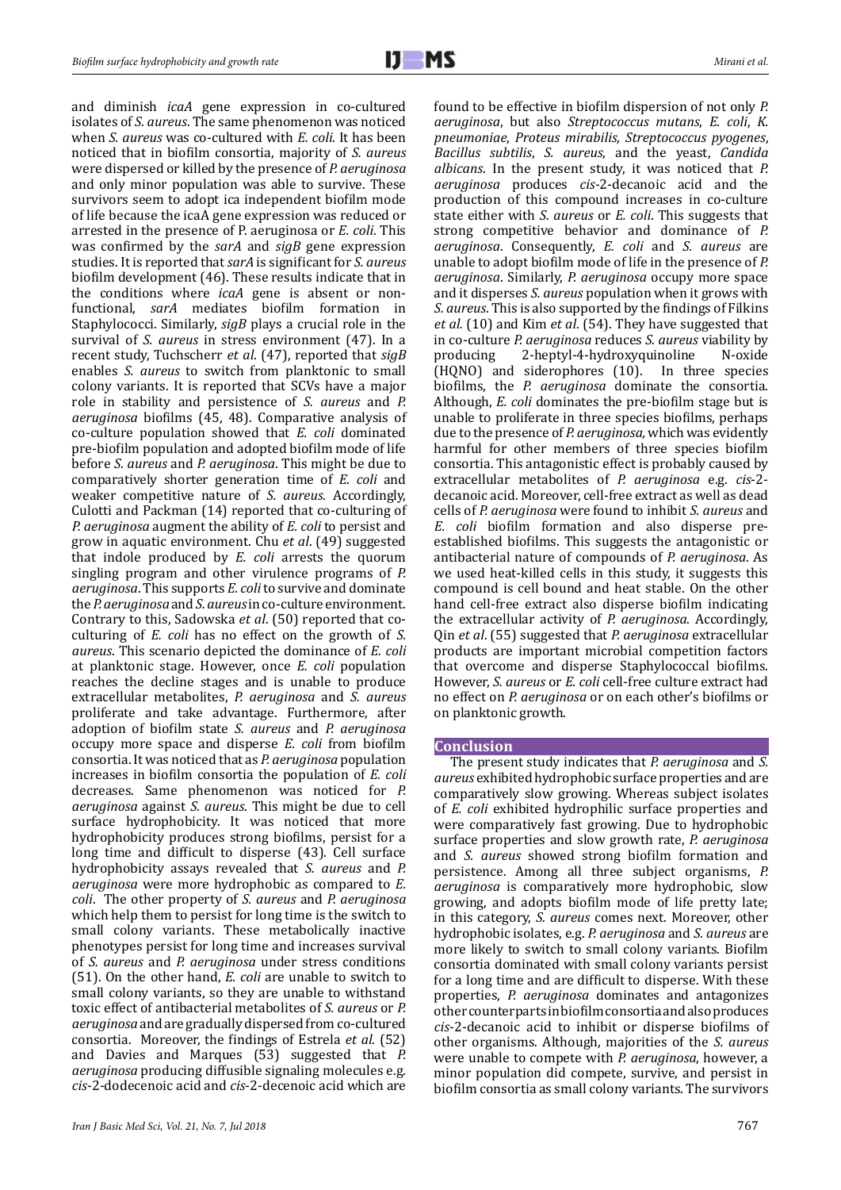and diminish *icaA* gene expression in co-cultured isolates of *S. aureus*. The same phenomenon was noticed when *S. aureus* was co-cultured with *E. coli*. It has been noticed that in biofilm consortia, majority of *S. aureus* were dispersed or killed by the presence of *P. aeruginosa* and only minor population was able to survive. These survivors seem to adopt ica independent biofilm mode of life because the icaA gene expression was reduced or arrested in the presence of P. aeruginosa or *E. coli*. This was confirmed by the *sarA* and *sigB* gene expression studies. It is reported that *sarA* is significant for *S. aureus* biofilm development (46). These results indicate that in the conditions where *icaA* gene is absent or non-functional, *sarA* mediates biofilm formation in Staphylococci. Similarly, *sigB* plays a crucial role in the survival of *S. aureus* in stress environment (47). In a recent study, Tuchscherr *et al*. (47), reported that *sigB* enables *S. aureus* to switch from planktonic to small colony variants. It is reported that SCVs have a major role in stability and persistence of *S. aureus* and *P. aeruginosa* biofilms (45, 48). Comparative analysis of co-culture population showed that *E. coli* dominated pre-biofilm population and adopted biofilm mode of life before *S. aureus* and *P. aeruginosa*. This might be due to comparatively shorter generation time of *E. coli* and weaker competitive nature of *S. aureus*. Accordingly, Culotti and Packman (14) reported that co-culturing of *P. aeruginosa* augment the ability of *E. coli* to persist and grow in aquatic environment. Chu *et al*. (49) suggested that indole produced by *E. coli* arrests the quorum singling program and other virulence programs of *P. aeruginosa*. This supports *E. coli* to survive and dominate the *P. aeruginosa* and *S. aureus* in co-culture environment. Contrary to this, Sadowska *et al*. (50) reported that co-culturing of *E. coli* has no effect on the growth of *S. aureus*. This scenario depicted the dominance of *E. coli* at planktonic stage. However, once *E. coli* population reaches the decline stages and is unable to produce extracellular metabolites, *P. aeruginosa* and *S. aureus* proliferate and take advantage. Furthermore, after adoption of biofilm state *S. aureus* and *P. aeruginosa* occupy more space and disperse *E. coli* from biofilm consortia. It was noticed that as *P. aeruginosa* population increases in biofilm consortia the population of *E. coli* decreases. Same phenomenon was noticed for *P. aeruginosa* against *S. aureus*. This might be due to cell surface hydrophobicity. It was noticed that more hydrophobicity produces strong biofilms, persist for a long time and difficult to disperse (43). Cell surface hydrophobicity assays revealed that *S. aureus* and *P. aeruginosa* were more hydrophobic as compared to *E. coli*. The other property of *S. aureus* and *P. aeruginosa* which help them to persist for long time is the switch to small colony variants. These metabolically inactive phenotypes persist for long time and increases survival of *S. aureus* and *P. aeruginosa* under stress conditions (51). On the other hand, *E. coli* are unable to switch to small colony variants, so they are unable to withstand toxic effect of antibacterial metabolites of *S. aureus* or *P. aeruginosa* and are gradually dispersed from co-cultured consortia. Moreover, the findings of Estrela *et al*. (52) and Davies and Marques (53) suggested that *P. aeruginosa* producing diffusible signaling molecules e.g. *cis*-2-dodecenoic acid and *cis*-2-decenoic acid which are found to be effective in biofilm dispersion of not only *P. aeruginosa*, but also *Streptococcus mutans*, *E. coli*, *K. pneumoniae*, *Proteus mirabilis*, *Streptococcus pyogenes*, *Bacillus subtilis*, *S. aureus*, and the yeast, *Candida albicans*. In the present study, it was noticed that *P. aeruginosa* produces *cis*-2-decanoic acid and the production of this compound increases in co-culture state either with *S. aureus* or *E. coli*. This suggests that strong competitive behavior and dominance of *P. aeruginosa*. Consequently, *E. coli* and *S. aureus* are unable to adopt biofilm mode of life in the presence of *P. aeruginosa*. Similarly, *P. aeruginosa* occupy more space and it disperses *S. aureus* population when it grows with *S. aureus*. This is also supported by the findings of Filkins *et al.* (10) and Kim *et al*. (54). They have suggested that in co-culture *P. aeruginosa* reduces *S. aureus* viability by producing 2-heptyl-4-hydroxyquinoline N-oxide (HQNO) and siderophores (10). In three species biofilms, the *P. aeruginosa* dominate the consortia. Although, *E. coli* dominates the pre-biofilm stage but is unable to proliferate in three species biofilms, perhaps due to the presence of *P. aeruginosa,* which was evidently harmful for other members of three species biofilm consortia. This antagonistic effect is probably caused by extracellular metabolites of *P. aeruginosa* e.g. *cis*-2-decanoic acid. Moreover, cell-free extract as well as dead cells of *P. aeruginosa* were found to inhibit *S. aureus* and *E. coli* biofilm formation and also disperse pre-established biofilms. This suggests the antagonistic or antibacterial nature of compounds of *P. aeruginosa*. As we used heat-killed cells in this study, it suggests this compound is cell bound and heat stable. On the other hand cell-free extract also disperse biofilm indicating the extracellular activity of *P. aeruginosa*. Accordingly, Qin *et al*. (55) suggested that *P. aeruginosa* extracellular products are important microbial competition factors that overcome and disperse Staphylococcal biofilms. However, *S. aureus* or *E. coli* cell-free culture extract had no effect on *P. aeruginosa* or on each other's biofilms or on planktonic growth.

## Conclusion

The present study indicates that *P. aeruginosa* and *S. aureus* exhibited hydrophobic surface properties and are comparatively slow growing. Whereas subject isolates of *E. coli* exhibited hydrophilic surface properties and were comparatively fast growing. Due to hydrophobic surface properties and slow growth rate, *P. aeruginosa* and *S. aureus* showed strong biofilm formation and persistence. Among all three subject organisms, *P. aeruginosa* is comparatively more hydrophobic, slow growing, and adopts biofilm mode of life pretty late; in this category, *S. aureus* comes next. Moreover, other hydrophobic isolates, e.g. *P. aeruginosa* and *S. aureus* are more likely to switch to small colony variants. Biofilm consortia dominated with small colony variants persist for a long time and are difficult to disperse. With these properties, *P. aeruginosa* dominates and antagonizes other counterparts in biofilm consortia and also produces *cis*-2-decanoic acid to inhibit or disperse biofilms of other organisms. Although, majorities of the *S. aureus* were unable to compete with *P. aeruginosa*, however, a minor population did compete, survive, and persist in biofilm consortia as small colony variants. The survivors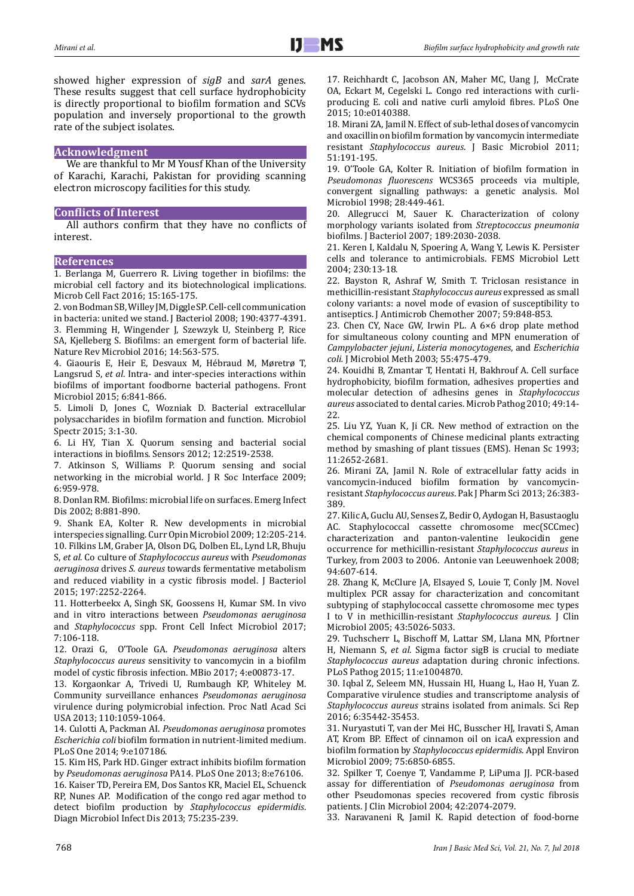showed higher expression of *sigB* and *sarA* genes. These results suggest that cell surface hydrophobicity is directly proportional to biofilm formation and SCVs population and inversely proportional to the growth rate of the subject isolates.

## Acknowledgment

We are thankful to Mr M Yousf Khan of the University of Karachi, Karachi, Pakistan for providing scanning electron microscopy facilities for this study.

## Conflicts of Interest

All authors confirm that they have no conflicts of interest.

## References

1. Berlanga M, Guerrero R. Living together in biofilms: the microbial cell factory and its biotechnological implications. Microb Cell Fact 2016; 15:165-175.
2. von Bodman SB, Willey JM, Diggle SP. Cell-cell communication in bacteria: united we stand. J Bacteriol 2008; 190:4377-4391.
3. Flemming H, Wingender J, Szewzyk U, Steinberg P, Rice SA, Kjelleberg S. Biofilms: an emergent form of bacterial life. Nature Rev Microbiol 2016; 14:563-575.
4. Giaouris E, Heir E, Desvaux M, Hébraud M, Møretrø T, Langsrud S, *et al*. Intra- and inter-species interactions within biofilms of important foodborne bacterial pathogens. Front Microbiol 2015; 6:841-866.
5. Limoli D, Jones C, Wozniak D. Bacterial extracellular polysaccharides in biofilm formation and function. Microbiol Spectr 2015; 3:1-30.
6. Li HY, Tian X. Quorum sensing and bacterial social interactions in biofilms. Sensors 2012; 12:2519-2538.
7. Atkinson S, Williams P. Quorum sensing and social networking in the microbial world. J R Soc Interface 2009; 6:959-978.
8. Donlan RM. Biofilms: microbial life on surfaces. Emerg Infect Dis 2002; 8:881-890.
9. Shank EA, Kolter R. New developments in microbial interspecies signalling. Curr Opin Microbiol 2009; 12:205-214.
10. Filkins LM, Graber JA, Olson DG, Dolben EL, Lynd LR, Bhuju S, *et al*. Co culture of *Staphylococcus aureus* with *Pseudomonas aeruginosa* drives *S. aureus* towards fermentative metabolism and reduced viability in a cystic fibrosis model. J Bacteriol 2015; 197:2252-2264.
11. Hotterbeekx A, Singh SK, Goossens H, Kumar SM. In vivo and in vitro interactions between *Pseudomonas aeruginosa* and *Staphylococcus* spp. Front Cell Infect Microbiol 2017; 7:106-118.
12. Orazi G, O'Toole GA. *Pseudomonas aeruginosa* alters *Staphylococcus aureus* sensitivity to vancomycin in a biofilm model of cystic fibrosis infection. MBio 2017; 4:e00873-17.
13. Korgaonkar A, Trivedi U, Rumbaugh KP, Whiteley M. Community surveillance enhances *Pseudomonas aeruginosa* virulence during polymicrobial infection. Proc Natl Acad Sci USA 2013; 110:1059-1064.
14. Culotti A, Packman AI. *Pseudomonas aeruginosa* promotes *Escherichia coli* biofilm formation in nutrient-limited medium. PLoS One 2014; 9:e107186.
15. Kim HS, Park HD. Ginger extract inhibits biofilm formation by *Pseudomonas aeruginosa* PA14. PLoS One 2013; 8:e76106.
16. Kaiser TD, Pereira EM, Dos Santos KR, Maciel EL, Schuenck RP, Nunes AP. Modification of the congo red agar method to detect biofilm production by *Staphylococcus epidermidis*. Diagn Microbiol Infect Dis 2013; 75:235-239.
17. Reichhardt C, Jacobson AN, Maher MC, Uang J, McCrate OA, Eckart M, Cegelski L. Congo red interactions with curli-producing E. coli and native curli amyloid fibres. PLoS One 2015; 10:e0140388.
18. Mirani ZA, Jamil N. Effect of sub-lethal doses of vancomycin and oxacillin on biofilm formation by vancomycin intermediate resistant *Staphylococcus aureus*. J Basic Microbiol 2011; 51:191-195.
19. O'Toole GA, Kolter R. Initiation of biofilm formation in *Pseudomonas fluorescens* WCS365 proceeds via multiple, convergent signalling pathways: a genetic analysis. Mol Microbiol 1998; 28:449-461.
20. Allegrucci M, Sauer K. Characterization of colony morphology variants isolated from *Streptococcus pneumonia* biofilms. J Bacteriol 2007; 189:2030-2038.
21. Keren I, Kaldalu N, Spoering A, Wang Y, Lewis K. Persister cells and tolerance to antimicrobials. FEMS Microbiol Lett 2004; 230:13-18.
22. Bayston R, Ashraf W, Smith T. Triclosan resistance in methicillin-resistant *Staphylococcus aureus* expressed as small colony variants: a novel mode of evasion of susceptibility to antiseptics. J Antimicrob Chemother 2007; 59:848-853.
23. Chen CY, Nace GW, Irwin PL. A 6×6 drop plate method for simultaneous colony counting and MPN enumeration of *Campylobacter jejuni*, *Listeria monocytogenes*, and *Escherichia coli*. J Microbiol Meth 2003; 55:475-479.
24. Kouidhi B, Zmantar T, Hentati H, Bakhrouf A. Cell surface hydrophobicity, biofilm formation, adhesives properties and molecular detection of adhesins genes in *Staphylococcus aureus* associated to dental caries. Microb Pathog 2010; 49:14-22.
25. Liu YZ, Yuan K, Ji CR. New method of extraction on the chemical components of Chinese medicinal plants extracting method by smashing of plant tissues (EMS). Henan Sc 1993; 11:2652-2681.
26. Mirani ZA, Jamil N. Role of extracellular fatty acids in vancomycin-induced biofilm formation by vancomycin-resistant *Staphylococcus aureus*. Pak J Pharm Sci 2013; 26:383-389.
27. Kilic A, Guclu AU, Senses Z, Bedir O, Aydogan H, Basustaoglu AC. Staphylococcal cassette chromosome mec(SCCmec) characterization and panton-valentine leukocidin gene occurrence for methicillin-resistant *Staphylococcus aureus* in Turkey, from 2003 to 2006. Antonie van Leeuwenhoek 2008; 94:607-614.
28. Zhang K, McClure JA, Elsayed S, Louie T, Conly JM. Novel multiplex PCR assay for characterization and concomitant subtyping of staphylococcal cassette chromosome mec types I to V in methicillin-resistant *Staphylococcus aureus*. J Clin Microbiol 2005; 43:5026-5033.
29. Tuchscherr L, Bischoff M, Lattar SM, Llana MN, Pförtner H, Niemann S, *et al*. Sigma factor sigB is crucial to mediate *Staphylococcus aureus* adaptation during chronic infections. PLoS Pathog 2015; 11:e1004870.
30. Iqbal Z, Seleem MN, Hussain HI, Huang L, Hao H, Yuan Z. Comparative virulence studies and transcriptome analysis of *Staphylococcus aureus* strains isolated from animals. Sci Rep 2016; 6:35442-35453.
31. Nuryastuti T, van der Mei HC, Busscher HJ, Iravati S, Aman AT, Krom BP. Effect of cinnamon oil on icaA expression and biofilm formation by *Staphylococcus epidermidis*. Appl Environ Microbiol 2009; 75:6850-6855.
32. Spilker T, Coenye T, Vandamme P, LiPuma JJ. PCR-based assay for differentiation of *Pseudomonas aeruginosa* from other Pseudomonas species recovered from cystic fibrosis patients. J Clin Microbiol 2004; 42:2074-2079.
33. Naravaneni R, Jamil K. Rapid detection of food-borne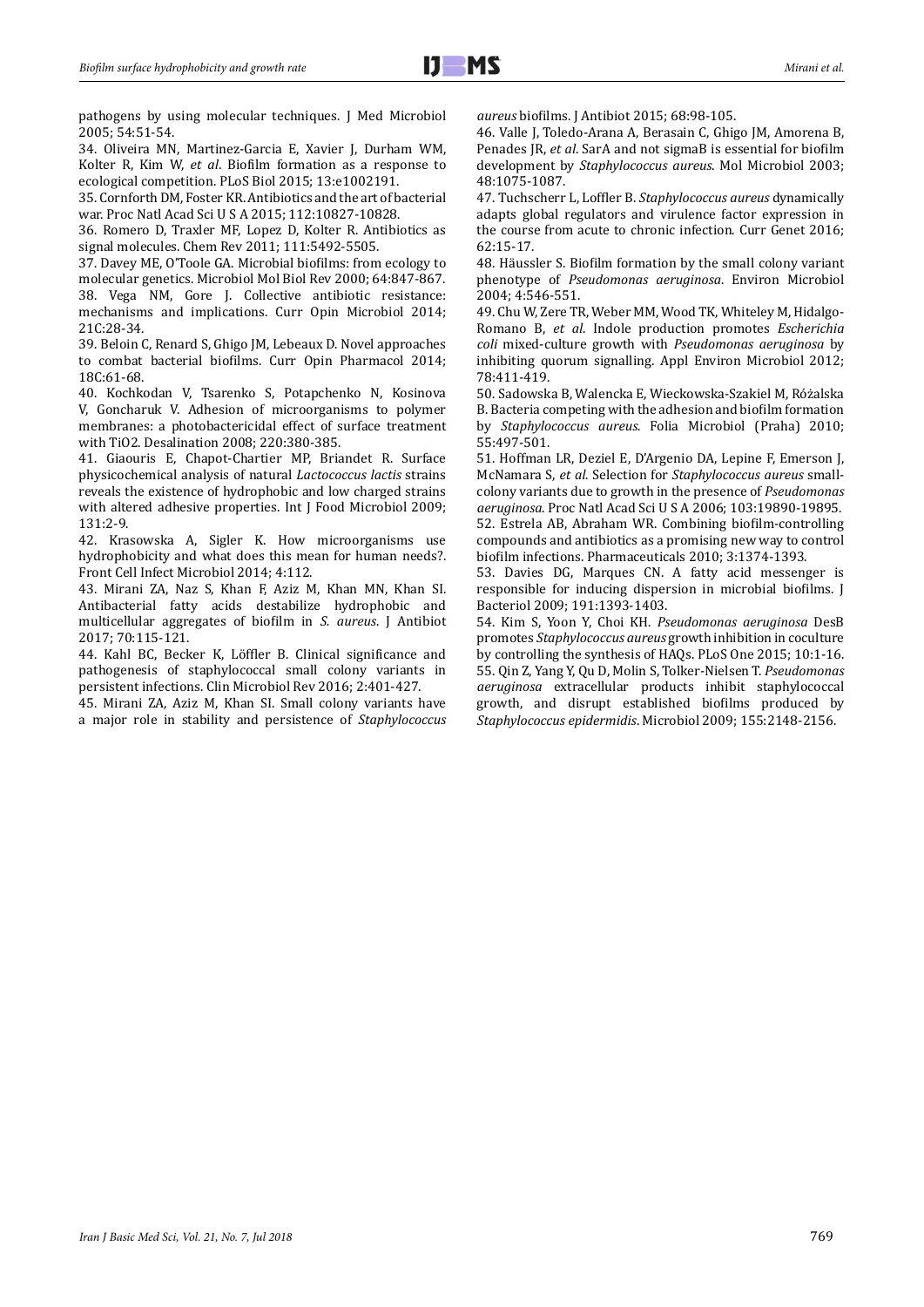pathogens by using molecular techniques. J Med Microbiol 2005; 54:51-54.

34. Oliveira MN, Martinez-Garcia E, Xavier J, Durham WM, Kolter R, Kim W, *et al*. Biofilm formation as a response to ecological competition. PLoS Biol 2015; 13:e1002191.

35. Cornforth DM, Foster KR. Antibiotics and the art of bacterial war. Proc Natl Acad Sci U S A 2015; 112:10827-10828.

36. Romero D, Traxler MF, Lopez D, Kolter R. Antibiotics as signal molecules. Chem Rev 2011; 111:5492-5505.

37. Davey ME, O'Toole GA. Microbial biofilms: from ecology to molecular genetics. Microbiol Mol Biol Rev 2000; 64:847-867.

38. Vega NM, Gore J. Collective antibiotic resistance: mechanisms and implications. Curr Opin Microbiol 2014; 21C:28-34.

39. Beloin C, Renard S, Ghigo JM, Lebeaux D. Novel approaches to combat bacterial biofilms. Curr Opin Pharmacol 2014; 18C:61-68.

40. Kochkodan V, Tsarenko S, Potapchenko N, Kosinova V, Goncharuk V. Adhesion of microorganisms to polymer membranes: a photobactericidal effect of surface treatment with TiO2. Desalination 2008; 220:380-385.

41. Giaouris E, Chapot-Chartier MP, Briandet R. Surface physicochemical analysis of natural *Lactococcus lactis* strains reveals the existence of hydrophobic and low charged strains with altered adhesive properties. Int J Food Microbiol 2009; 131:2-9.

42. Krasowska A, Sigler K. How microorganisms use hydrophobicity and what does this mean for human needs?. Front Cell Infect Microbiol 2014; 4:112.

43. Mirani ZA, Naz S, Khan F, Aziz M, Khan MN, Khan SI. Antibacterial fatty acids destabilize hydrophobic and multicellular aggregates of biofilm in *S. aureus*. J Antibiot 2017; 70:115-121.

44. Kahl BC, Becker K, Löffler B. Clinical significance and pathogenesis of staphylococcal small colony variants in persistent infections. Clin Microbiol Rev 2016; 2:401-427.

45. Mirani ZA, Aziz M, Khan SI. Small colony variants have a major role in stability and persistence of *Staphylococcus aureus* biofilms. J Antibiot 2015; 68:98-105.

46. Valle J, Toledo-Arana A, Berasain C, Ghigo JM, Amorena B, Penades JR, *et al*. SarA and not sigmaB is essential for biofilm development by *Staphylococcus aureus*. Mol Microbiol 2003; 48:1075-1087.

47. Tuchscherr L, Loffler B. *Staphylococcus aureus* dynamically adapts global regulators and virulence factor expression in the course from acute to chronic infection. Curr Genet 2016; 62:15-17.

48. Häussler S. Biofilm formation by the small colony variant phenotype of *Pseudomonas aeruginosa*. Environ Microbiol 2004; 4:546-551.

49. Chu W, Zere TR, Weber MM, Wood TK, Whiteley M, Hidalgo-Romano B, *et al*. Indole production promotes *Escherichia coli* mixed-culture growth with *Pseudomonas aeruginosa* by inhibiting quorum signalling. Appl Environ Microbiol 2012; 78:411-419.

50. Sadowska B, Walencka E, Wieckowska-Szakiel M, Różalska B. Bacteria competing with the adhesion and biofilm formation by *Staphylococcus aureus*. Folia Microbiol (Praha) 2010; 55:497-501.

51. Hoffman LR, Deziel E, D'Argenio DA, Lepine F, Emerson J, McNamara S, *et al*. Selection for *Staphylococcus aureus* small-colony variants due to growth in the presence of *Pseudomonas aeruginosa*. Proc Natl Acad Sci U S A 2006; 103:19890-19895.

52. Estrela AB, Abraham WR. Combining biofilm-controlling compounds and antibiotics as a promising new way to control biofilm infections. Pharmaceuticals 2010; 3:1374-1393.

53. Davies DG, Marques CN. A fatty acid messenger is responsible for inducing dispersion in microbial biofilms. J Bacteriol 2009; 191:1393-1403.

54. Kim S, Yoon Y, Choi KH. *Pseudomonas aeruginosa* DesB promotes *Staphylococcus aureus* growth inhibition in coculture by controlling the synthesis of HAQs. PLoS One 2015; 10:1-16.

55. Qin Z, Yang Y, Qu D, Molin S, Tolker-Nielsen T. *Pseudomonas aeruginosa* extracellular products inhibit staphylococcal growth, and disrupt established biofilms produced by *Staphylococcus epidermidis*. Microbiol 2009; 155:2148-2156.